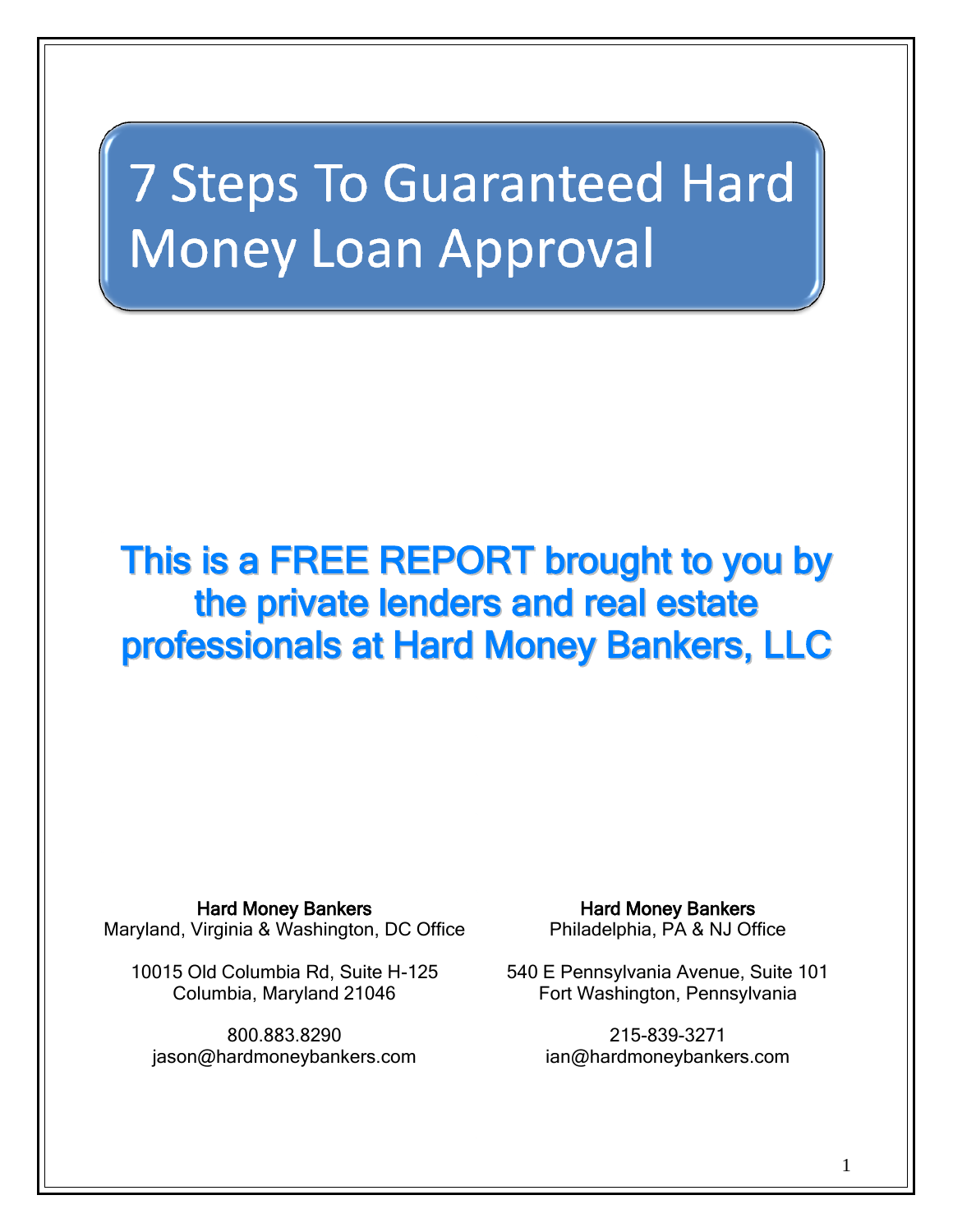# 7 Steps To Guaranteed Hard Money Loan Approval

## This is a FREE REPORT brought to you by the private lenders and real estate professionals at Hard Money Bankers, LLC

**Hard Money Bankers**
Maryland, Virginia & Washington, DC Office

10015 Old Columbia Rd, Suite H-125
Columbia, Maryland 21046

800.883.8290
jason@hardmoneybankers.com

**Hard Money Bankers**
Philadelphia, PA & NJ Office

540 E Pennsylvania Avenue, Suite 101
Fort Washington, Pennsylvania

215-839-3271
ian@hardmoneybankers.com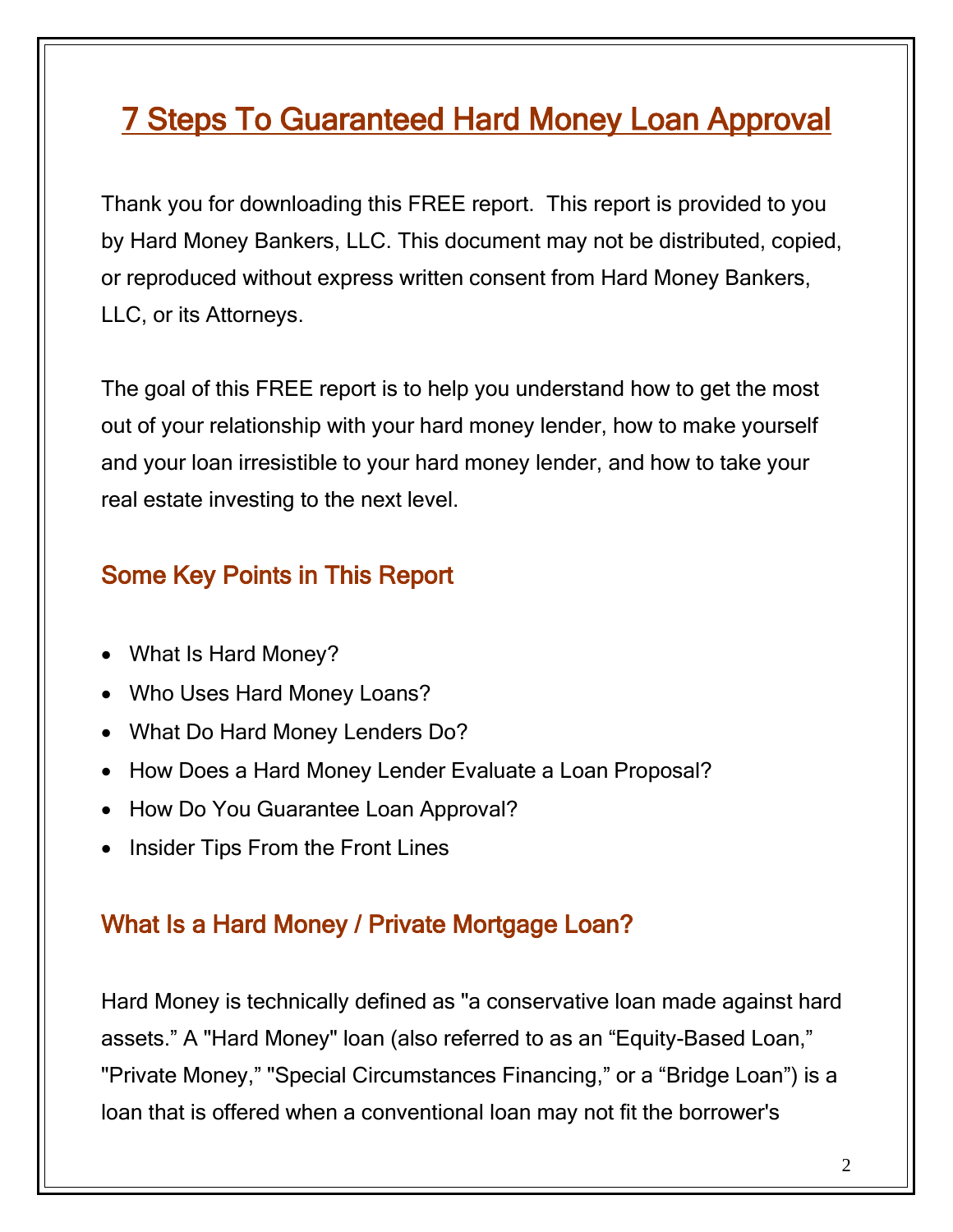# 7 Steps To Guaranteed Hard Money Loan Approval

Thank you for downloading this FREE report. This report is provided to you by Hard Money Bankers, LLC. This document may not be distributed, copied, or reproduced without express written consent from Hard Money Bankers, LLC, or its Attorneys.

The goal of this FREE report is to help you understand how to get the most out of your relationship with your hard money lender, how to make yourself and your loan irresistible to your hard money lender, and how to take your real estate investing to the next level.

## Some Key Points in This Report

- What Is Hard Money?
- Who Uses Hard Money Loans?
- What Do Hard Money Lenders Do?
- How Does a Hard Money Lender Evaluate a Loan Proposal?
- How Do You Guarantee Loan Approval?
- Insider Tips From the Front Lines

## What Is a Hard Money / Private Mortgage Loan?

Hard Money is technically defined as "a conservative loan made against hard assets." A "Hard Money" loan (also referred to as an "Equity-Based Loan," "Private Money," "Special Circumstances Financing," or a "Bridge Loan") is a loan that is offered when a conventional loan may not fit the borrower's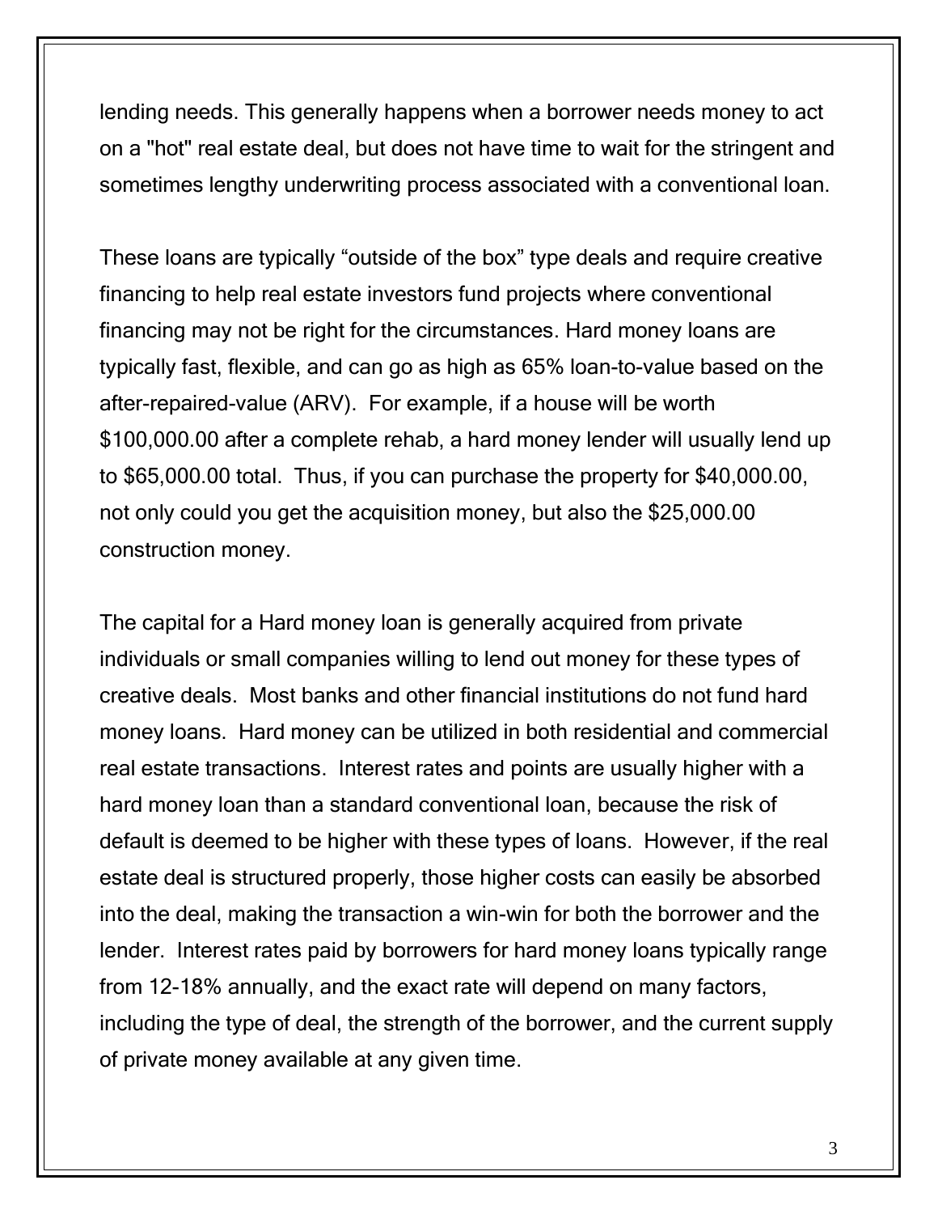lending needs. This generally happens when a borrower needs money to act on a "hot" real estate deal, but does not have time to wait for the stringent and sometimes lengthy underwriting process associated with a conventional loan.

These loans are typically "outside of the box" type deals and require creative financing to help real estate investors fund projects where conventional financing may not be right for the circumstances. Hard money loans are typically fast, flexible, and can go as high as 65% loan-to-value based on the after-repaired-value (ARV). For example, if a house will be worth $100,000.00 after a complete rehab, a hard money lender will usually lend up to $65,000.00 total. Thus, if you can purchase the property for $40,000.00, not only could you get the acquisition money, but also the $25,000.00 construction money.

The capital for a Hard money loan is generally acquired from private individuals or small companies willing to lend out money for these types of creative deals. Most banks and other financial institutions do not fund hard money loans. Hard money can be utilized in both residential and commercial real estate transactions. Interest rates and points are usually higher with a hard money loan than a standard conventional loan, because the risk of default is deemed to be higher with these types of loans. However, if the real estate deal is structured properly, those higher costs can easily be absorbed into the deal, making the transaction a win-win for both the borrower and the lender. Interest rates paid by borrowers for hard money loans typically range from 12-18% annually, and the exact rate will depend on many factors, including the type of deal, the strength of the borrower, and the current supply of private money available at any given time.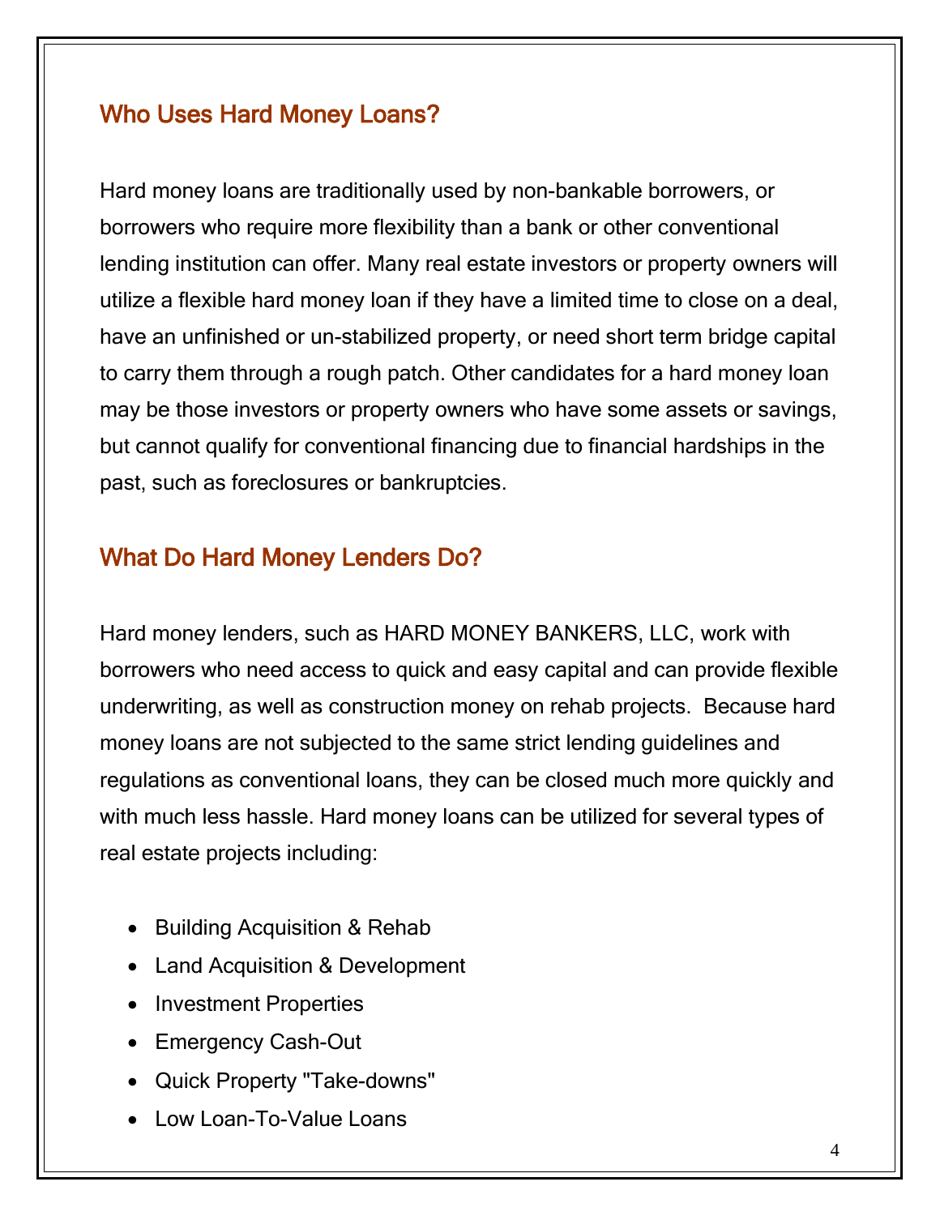## Who Uses Hard Money Loans?

Hard money loans are traditionally used by non-bankable borrowers, or borrowers who require more flexibility than a bank or other conventional lending institution can offer. Many real estate investors or property owners will utilize a flexible hard money loan if they have a limited time to close on a deal, have an unfinished or un-stabilized property, or need short term bridge capital to carry them through a rough patch. Other candidates for a hard money loan may be those investors or property owners who have some assets or savings, but cannot qualify for conventional financing due to financial hardships in the past, such as foreclosures or bankruptcies.

## What Do Hard Money Lenders Do?

Hard money lenders, such as HARD MONEY BANKERS, LLC, work with borrowers who need access to quick and easy capital and can provide flexible underwriting, as well as construction money on rehab projects. Because hard money loans are not subjected to the same strict lending guidelines and regulations as conventional loans, they can be closed much more quickly and with much less hassle. Hard money loans can be utilized for several types of real estate projects including:

- Building Acquisition & Rehab
- Land Acquisition & Development
- Investment Properties
- Emergency Cash-Out
- Quick Property "Take-downs"
- Low Loan-To-Value Loans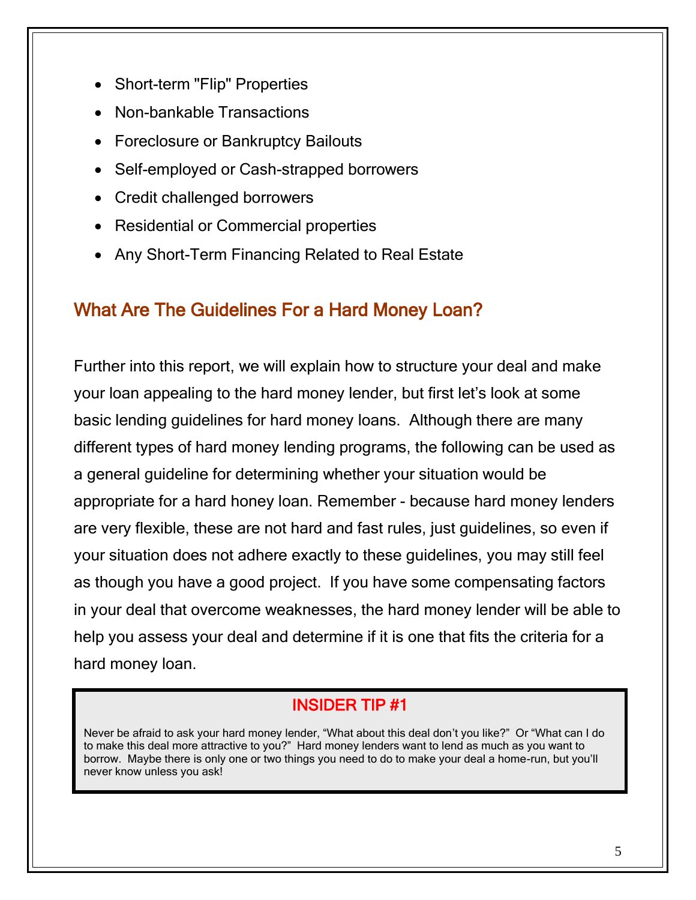- Short-term "Flip" Properties
- Non-bankable Transactions
- Foreclosure or Bankruptcy Bailouts
- Self-employed or Cash-strapped borrowers
- Credit challenged borrowers
- Residential or Commercial properties
- Any Short-Term Financing Related to Real Estate

## What Are The Guidelines For a Hard Money Loan?

Further into this report, we will explain how to structure your deal and make your loan appealing to the hard money lender, but first let's look at some basic lending guidelines for hard money loans. Although there are many different types of hard money lending programs, the following can be used as a general guideline for determining whether your situation would be appropriate for a hard honey loan. Remember - because hard money lenders are very flexible, these are not hard and fast rules, just guidelines, so even if your situation does not adhere exactly to these guidelines, you may still feel as though you have a good project. If you have some compensating factors in your deal that overcome weaknesses, the hard money lender will be able to help you assess your deal and determine if it is one that fits the criteria for a hard money loan.

### INSIDER TIP #1

Never be afraid to ask your hard money lender, "What about this deal don't you like?" Or "What can I do to make this deal more attractive to you?" Hard money lenders want to lend as much as you want to borrow. Maybe there is only one or two things you need to do to make your deal a home-run, but you'll never know unless you ask!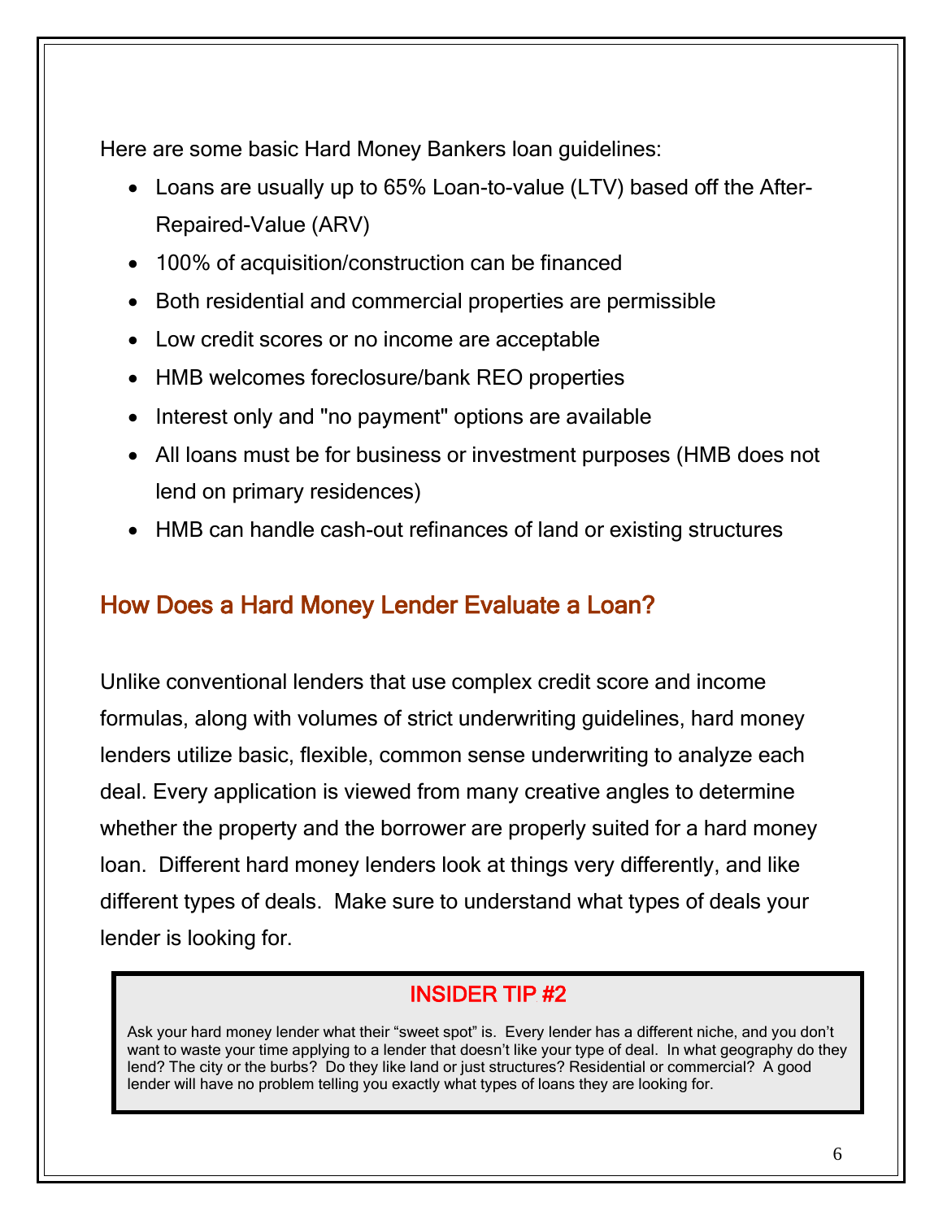Here are some basic Hard Money Bankers loan guidelines:

- Loans are usually up to 65% Loan-to-value (LTV) based off the After-Repaired-Value (ARV)
- 100% of acquisition/construction can be financed
- Both residential and commercial properties are permissible
- Low credit scores or no income are acceptable
- HMB welcomes foreclosure/bank REO properties
- Interest only and "no payment" options are available
- All loans must be for business or investment purposes (HMB does not lend on primary residences)
- HMB can handle cash-out refinances of land or existing structures

## How Does a Hard Money Lender Evaluate a Loan?

Unlike conventional lenders that use complex credit score and income formulas, along with volumes of strict underwriting guidelines, hard money lenders utilize basic, flexible, common sense underwriting to analyze each deal. Every application is viewed from many creative angles to determine whether the property and the borrower are properly suited for a hard money loan. Different hard money lenders look at things very differently, and like different types of deals. Make sure to understand what types of deals your lender is looking for.

### INSIDER TIP #2

Ask your hard money lender what their "sweet spot" is. Every lender has a different niche, and you don't want to waste your time applying to a lender that doesn't like your type of deal. In what geography do they lend? The city or the burbs? Do they like land or just structures? Residential or commercial? A good lender will have no problem telling you exactly what types of loans they are looking for.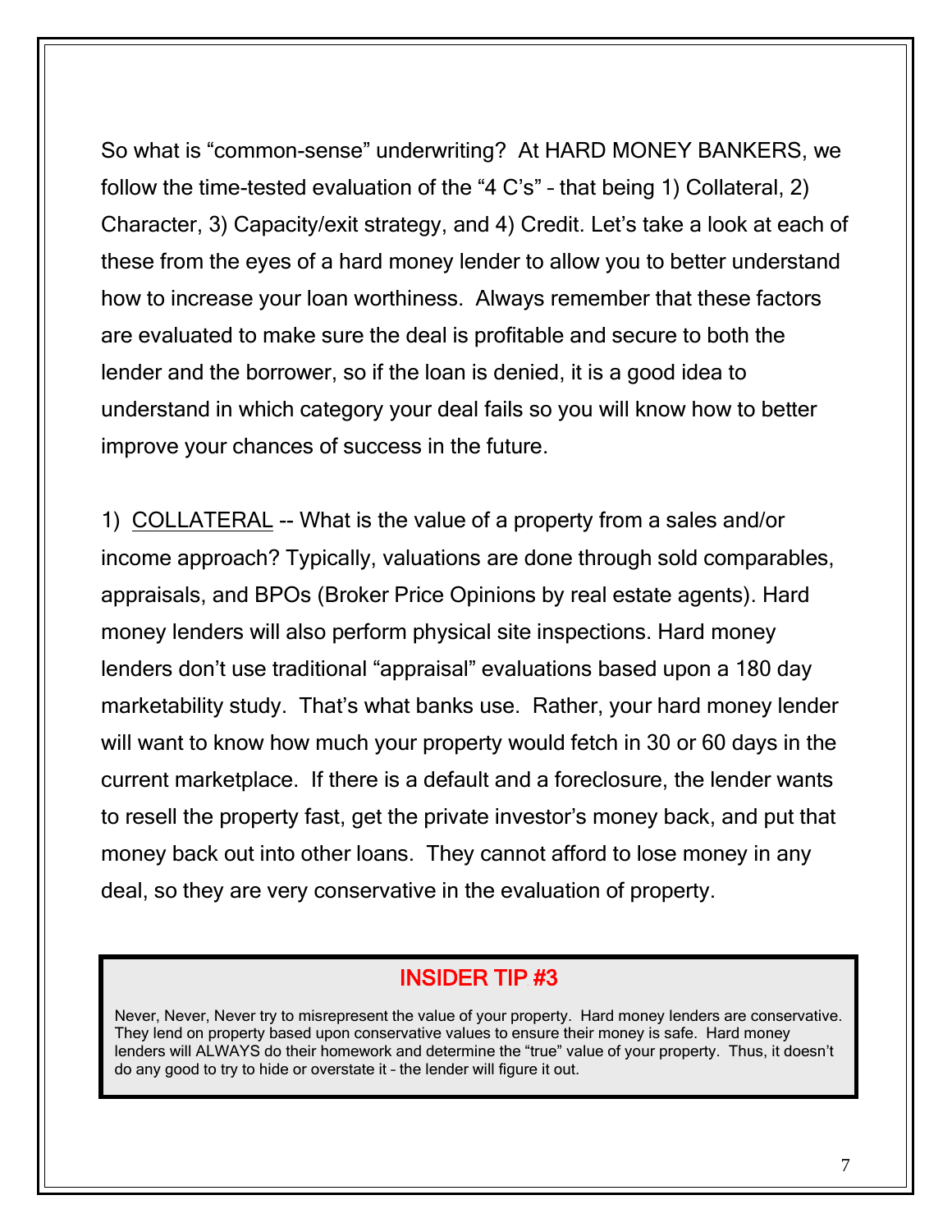So what is "common-sense" underwriting? At HARD MONEY BANKERS, we follow the time-tested evaluation of the "4 C's" – that being 1) Collateral, 2) Character, 3) Capacity/exit strategy, and 4) Credit. Let's take a look at each of these from the eyes of a hard money lender to allow you to better understand how to increase your loan worthiness. Always remember that these factors are evaluated to make sure the deal is profitable and secure to both the lender and the borrower, so if the loan is denied, it is a good idea to understand in which category your deal fails so you will know how to better improve your chances of success in the future.

1) <u>COLLATERAL</u> -- What is the value of a property from a sales and/or income approach? Typically, valuations are done through sold comparables, appraisals, and BPOs (Broker Price Opinions by real estate agents). Hard money lenders will also perform physical site inspections. Hard money lenders don't use traditional "appraisal" evaluations based upon a 180 day marketability study. That's what banks use. Rather, your hard money lender will want to know how much your property would fetch in 30 or 60 days in the current marketplace. If there is a default and a foreclosure, the lender wants to resell the property fast, get the private investor's money back, and put that money back out into other loans. They cannot afford to lose money in any deal, so they are very conservative in the evaluation of property.

> **INSIDER TIP #3**
>
> Never, Never, Never try to misrepresent the value of your property. Hard money lenders are conservative. They lend on property based upon conservative values to ensure their money is safe. Hard money lenders will ALWAYS do their homework and determine the "true" value of your property. Thus, it doesn't do any good to try to hide or overstate it – the lender will figure it out.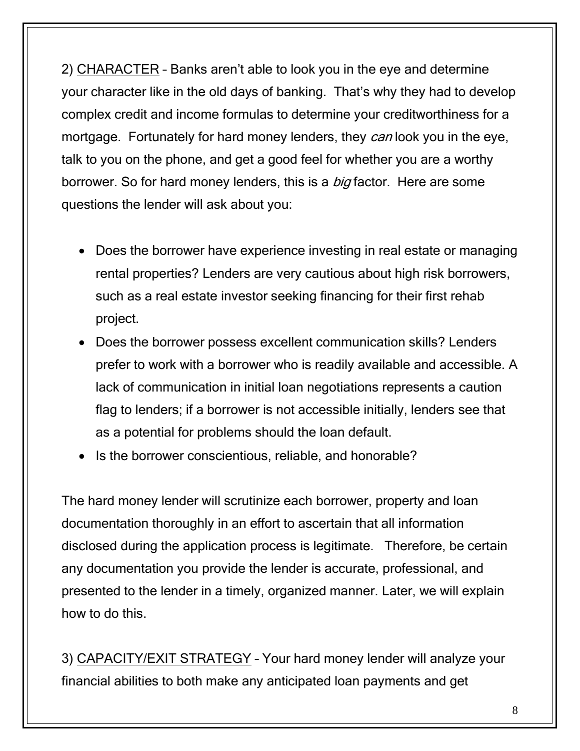2) <u>CHARACTER</u> – Banks aren't able to look you in the eye and determine your character like in the old days of banking. That's why they had to develop complex credit and income formulas to determine your creditworthiness for a mortgage. Fortunately for hard money lenders, they *can* look you in the eye, talk to you on the phone, and get a good feel for whether you are a worthy borrower. So for hard money lenders, this is a *big* factor. Here are some questions the lender will ask about you:

- Does the borrower have experience investing in real estate or managing rental properties? Lenders are very cautious about high risk borrowers, such as a real estate investor seeking financing for their first rehab project.
- Does the borrower possess excellent communication skills? Lenders prefer to work with a borrower who is readily available and accessible. A lack of communication in initial loan negotiations represents a caution flag to lenders; if a borrower is not accessible initially, lenders see that as a potential for problems should the loan default.
- Is the borrower conscientious, reliable, and honorable?

The hard money lender will scrutinize each borrower, property and loan documentation thoroughly in an effort to ascertain that all information disclosed during the application process is legitimate. Therefore, be certain any documentation you provide the lender is accurate, professional, and presented to the lender in a timely, organized manner. Later, we will explain how to do this.

3) <u>CAPACITY/EXIT STRATEGY</u> – Your hard money lender will analyze your financial abilities to both make any anticipated loan payments and get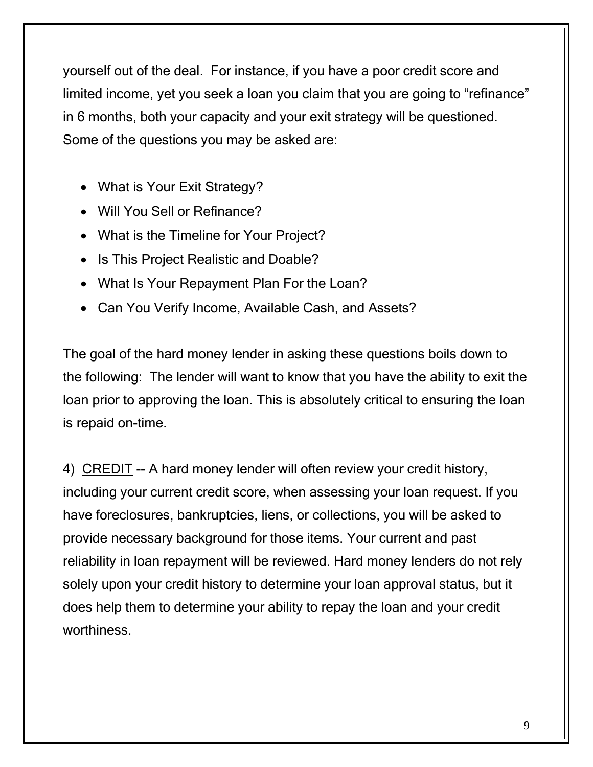yourself out of the deal. For instance, if you have a poor credit score and limited income, yet you seek a loan you claim that you are going to "refinance" in 6 months, both your capacity and your exit strategy will be questioned. Some of the questions you may be asked are:

- What is Your Exit Strategy?
- Will You Sell or Refinance?
- What is the Timeline for Your Project?
- Is This Project Realistic and Doable?
- What Is Your Repayment Plan For the Loan?
- Can You Verify Income, Available Cash, and Assets?

The goal of the hard money lender in asking these questions boils down to the following: The lender will want to know that you have the ability to exit the loan prior to approving the loan. This is absolutely critical to ensuring the loan is repaid on-time.

4) <u>CREDIT</u> -- A hard money lender will often review your credit history, including your current credit score, when assessing your loan request. If you have foreclosures, bankruptcies, liens, or collections, you will be asked to provide necessary background for those items. Your current and past reliability in loan repayment will be reviewed. Hard money lenders do not rely solely upon your credit history to determine your loan approval status, but it does help them to determine your ability to repay the loan and your credit worthiness.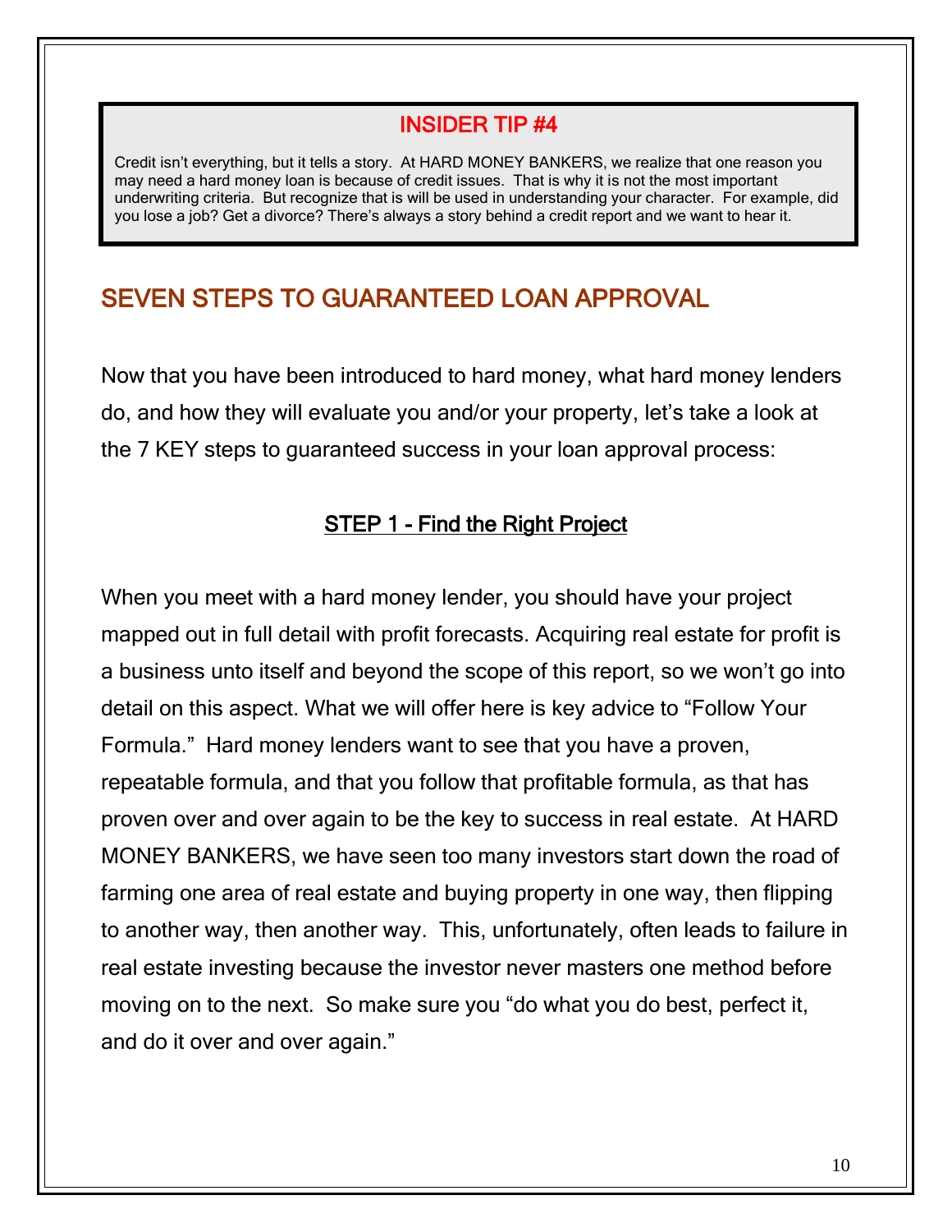**INSIDER TIP #4**

Credit isn't everything, but it tells a story. At HARD MONEY BANKERS, we realize that one reason you may need a hard money loan is because of credit issues. That is why it is not the most important underwriting criteria. But recognize that is will be used in understanding your character. For example, did you lose a job? Get a divorce? There's always a story behind a credit report and we want to hear it.

## SEVEN STEPS TO GUARANTEED LOAN APPROVAL

Now that you have been introduced to hard money, what hard money lenders do, and how they will evaluate you and/or your property, let's take a look at the 7 KEY steps to guaranteed success in your loan approval process:

### STEP 1 - Find the Right Project

When you meet with a hard money lender, you should have your project mapped out in full detail with profit forecasts. Acquiring real estate for profit is a business unto itself and beyond the scope of this report, so we won't go into detail on this aspect. What we will offer here is key advice to "Follow Your Formula." Hard money lenders want to see that you have a proven, repeatable formula, and that you follow that profitable formula, as that has proven over and over again to be the key to success in real estate. At HARD MONEY BANKERS, we have seen too many investors start down the road of farming one area of real estate and buying property in one way, then flipping to another way, then another way. This, unfortunately, often leads to failure in real estate investing because the investor never masters one method before moving on to the next. So make sure you "do what you do best, perfect it, and do it over and over again."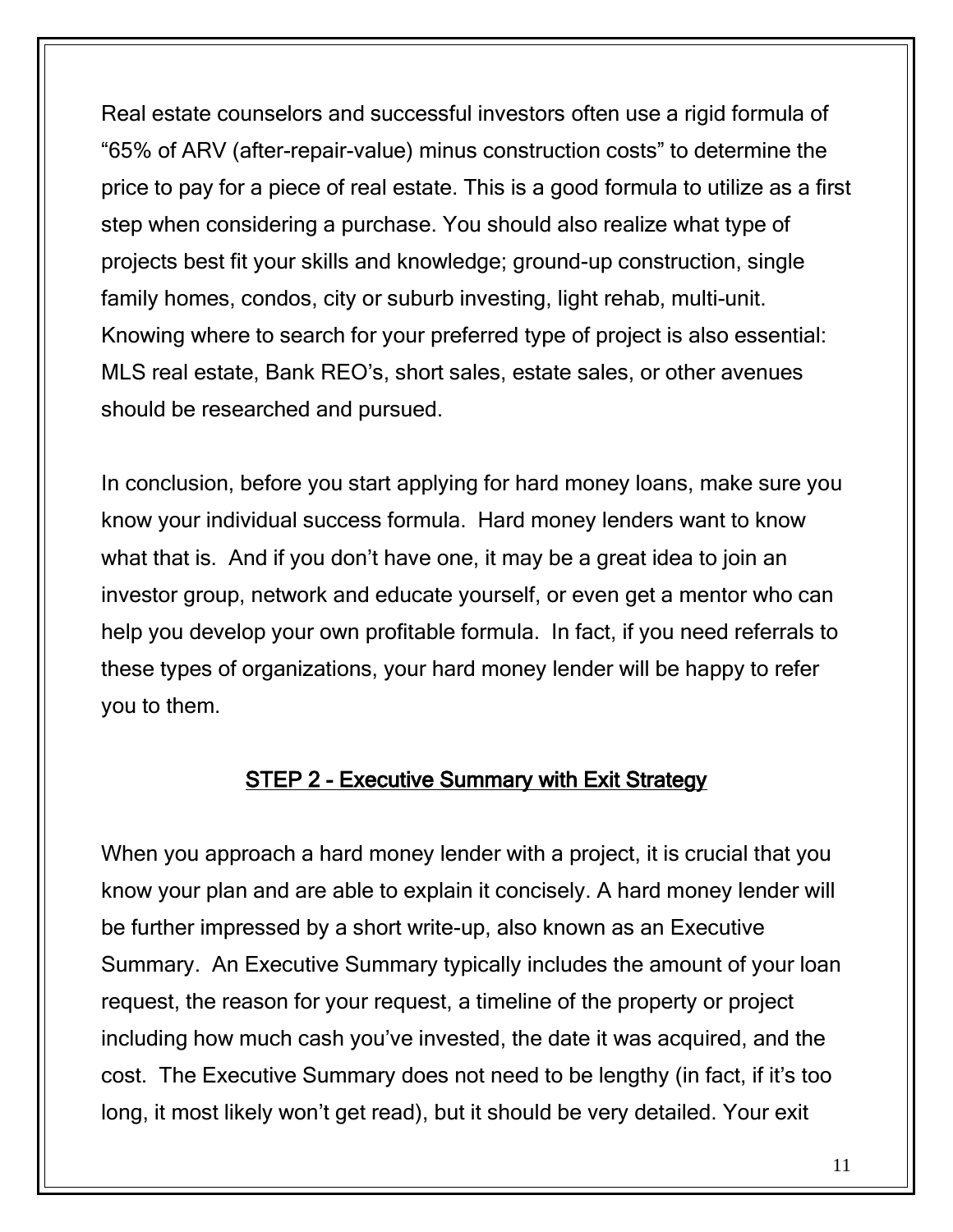Real estate counselors and successful investors often use a rigid formula of "65% of ARV (after-repair-value) minus construction costs" to determine the price to pay for a piece of real estate. This is a good formula to utilize as a first step when considering a purchase. You should also realize what type of projects best fit your skills and knowledge; ground-up construction, single family homes, condos, city or suburb investing, light rehab, multi-unit. Knowing where to search for your preferred type of project is also essential: MLS real estate, Bank REO's, short sales, estate sales, or other avenues should be researched and pursued.

In conclusion, before you start applying for hard money loans, make sure you know your individual success formula. Hard money lenders want to know what that is. And if you don't have one, it may be a great idea to join an investor group, network and educate yourself, or even get a mentor who can help you develop your own profitable formula. In fact, if you need referrals to these types of organizations, your hard money lender will be happy to refer you to them.

## STEP 2 - Executive Summary with Exit Strategy

When you approach a hard money lender with a project, it is crucial that you know your plan and are able to explain it concisely. A hard money lender will be further impressed by a short write-up, also known as an Executive Summary. An Executive Summary typically includes the amount of your loan request, the reason for your request, a timeline of the property or project including how much cash you've invested, the date it was acquired, and the cost. The Executive Summary does not need to be lengthy (in fact, if it's too long, it most likely won't get read), but it should be very detailed. Your exit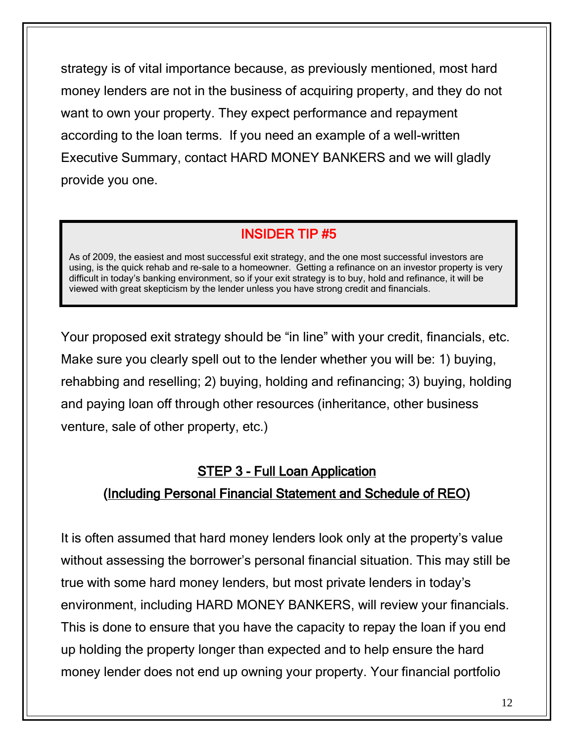strategy is of vital importance because, as previously mentioned, most hard money lenders are not in the business of acquiring property, and they do not want to own your property. They expect performance and repayment according to the loan terms. If you need an example of a well-written Executive Summary, contact HARD MONEY BANKERS and we will gladly provide you one.

> **INSIDER TIP #5**
>
> As of 2009, the easiest and most successful exit strategy, and the one most successful investors are using, is the quick rehab and re-sale to a homeowner. Getting a refinance on an investor property is very difficult in today's banking environment, so if your exit strategy is to buy, hold and refinance, it will be viewed with great skepticism by the lender unless you have strong credit and financials.

Your proposed exit strategy should be "in line" with your credit, financials, etc. Make sure you clearly spell out to the lender whether you will be: 1) buying, rehabbing and reselling; 2) buying, holding and refinancing; 3) buying, holding and paying loan off through other resources (inheritance, other business venture, sale of other property, etc.)

## STEP 3 - Full Loan Application (Including Personal Financial Statement and Schedule of REO)

It is often assumed that hard money lenders look only at the property's value without assessing the borrower's personal financial situation. This may still be true with some hard money lenders, but most private lenders in today's environment, including HARD MONEY BANKERS, will review your financials. This is done to ensure that you have the capacity to repay the loan if you end up holding the property longer than expected and to help ensure the hard money lender does not end up owning your property. Your financial portfolio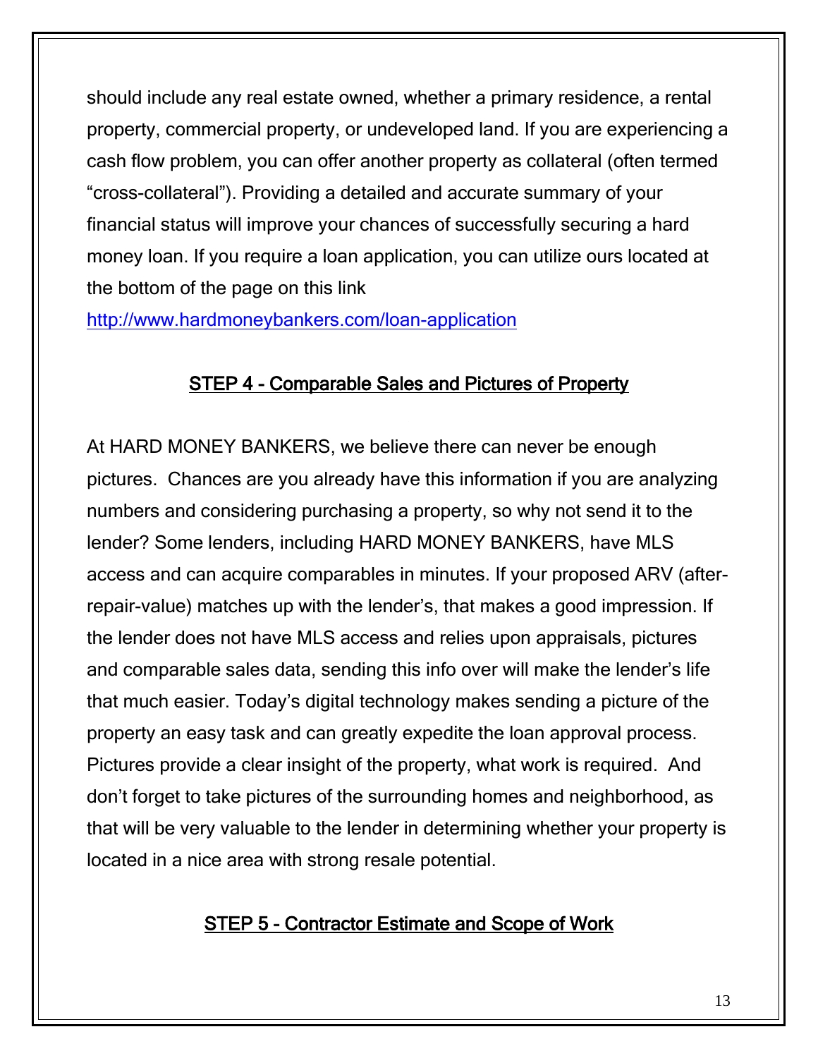should include any real estate owned, whether a primary residence, a rental property, commercial property, or undeveloped land. If you are experiencing a cash flow problem, you can offer another property as collateral (often termed "cross-collateral"). Providing a detailed and accurate summary of your financial status will improve your chances of successfully securing a hard money loan. If you require a loan application, you can utilize ours located at the bottom of the page on this link http://www.hardmoneybankers.com/loan-application

## STEP 4 - Comparable Sales and Pictures of Property

At HARD MONEY BANKERS, we believe there can never be enough pictures. Chances are you already have this information if you are analyzing numbers and considering purchasing a property, so why not send it to the lender? Some lenders, including HARD MONEY BANKERS, have MLS access and can acquire comparables in minutes. If your proposed ARV (after-repair-value) matches up with the lender's, that makes a good impression. If the lender does not have MLS access and relies upon appraisals, pictures and comparable sales data, sending this info over will make the lender's life that much easier. Today's digital technology makes sending a picture of the property an easy task and can greatly expedite the loan approval process. Pictures provide a clear insight of the property, what work is required. And don't forget to take pictures of the surrounding homes and neighborhood, as that will be very valuable to the lender in determining whether your property is located in a nice area with strong resale potential.

## STEP 5 - Contractor Estimate and Scope of Work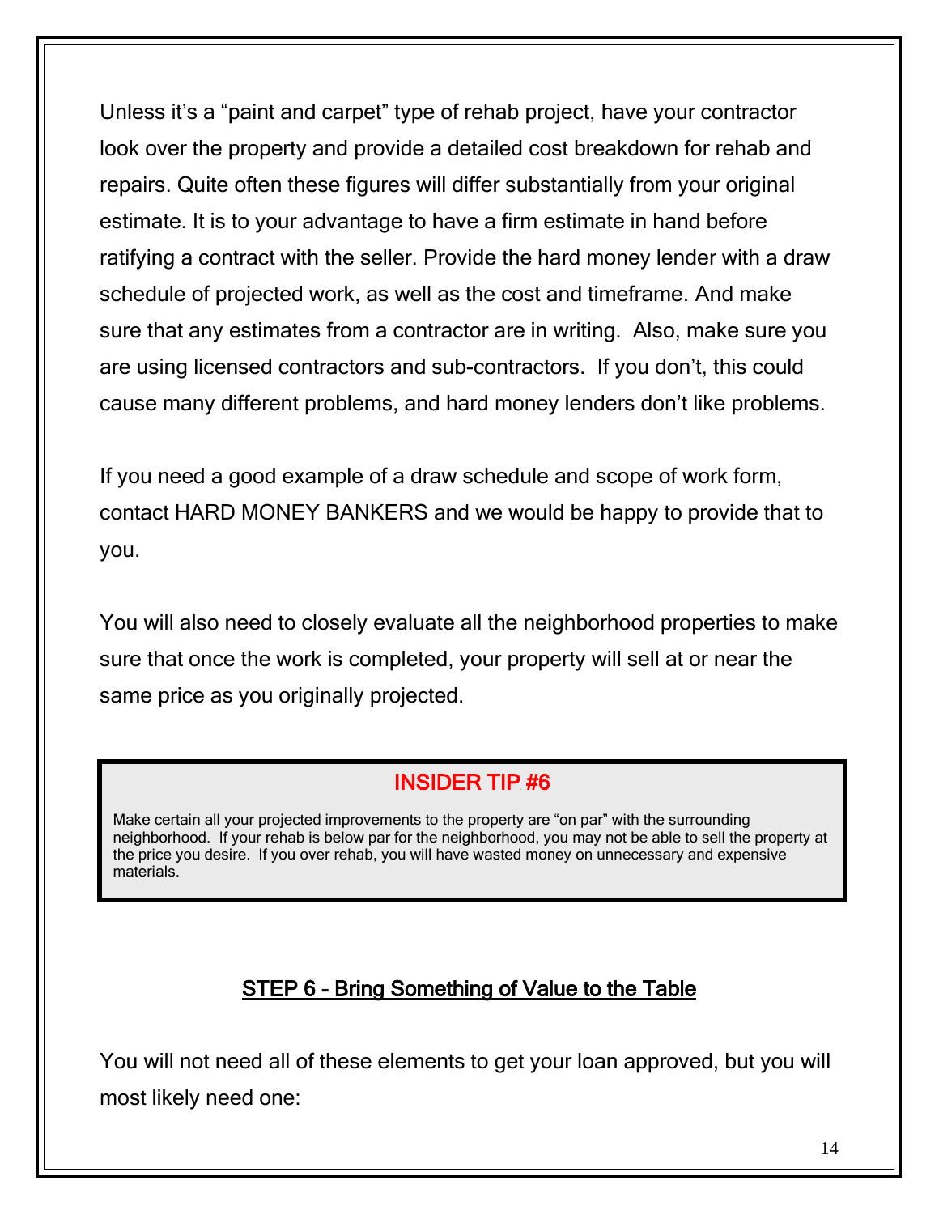Unless it's a "paint and carpet" type of rehab project, have your contractor look over the property and provide a detailed cost breakdown for rehab and repairs. Quite often these figures will differ substantially from your original estimate. It is to your advantage to have a firm estimate in hand before ratifying a contract with the seller. Provide the hard money lender with a draw schedule of projected work, as well as the cost and timeframe. And make sure that any estimates from a contractor are in writing. Also, make sure you are using licensed contractors and sub-contractors. If you don't, this could cause many different problems, and hard money lenders don't like problems.

If you need a good example of a draw schedule and scope of work form, contact HARD MONEY BANKERS and we would be happy to provide that to you.

You will also need to closely evaluate all the neighborhood properties to make sure that once the work is completed, your property will sell at or near the same price as you originally projected.

> **INSIDER TIP #6**
>
> Make certain all your projected improvements to the property are "on par" with the surrounding neighborhood. If your rehab is below par for the neighborhood, you may not be able to sell the property at the price you desire. If you over rehab, you will have wasted money on unnecessary and expensive materials.

## STEP 6 - Bring Something of Value to the Table

You will not need all of these elements to get your loan approved, but you will most likely need one: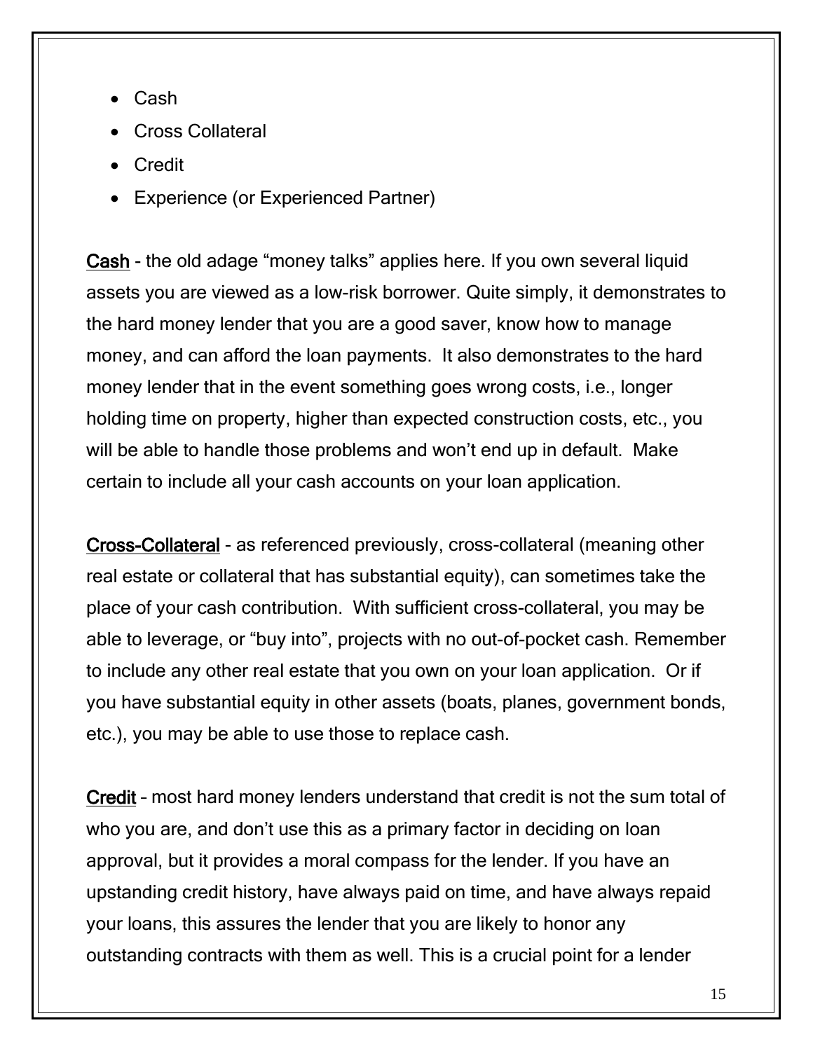- Cash
- Cross Collateral
- Credit
- Experience (or Experienced Partner)

**Cash** - the old adage "money talks" applies here. If you own several liquid assets you are viewed as a low-risk borrower. Quite simply, it demonstrates to the hard money lender that you are a good saver, know how to manage money, and can afford the loan payments. It also demonstrates to the hard money lender that in the event something goes wrong costs, i.e., longer holding time on property, higher than expected construction costs, etc., you will be able to handle those problems and won't end up in default. Make certain to include all your cash accounts on your loan application.

**Cross-Collateral** - as referenced previously, cross-collateral (meaning other real estate or collateral that has substantial equity), can sometimes take the place of your cash contribution. With sufficient cross-collateral, you may be able to leverage, or "buy into", projects with no out-of-pocket cash. Remember to include any other real estate that you own on your loan application. Or if you have substantial equity in other assets (boats, planes, government bonds, etc.), you may be able to use those to replace cash.

**Credit** – most hard money lenders understand that credit is not the sum total of who you are, and don't use this as a primary factor in deciding on loan approval, but it provides a moral compass for the lender. If you have an upstanding credit history, have always paid on time, and have always repaid your loans, this assures the lender that you are likely to honor any outstanding contracts with them as well. This is a crucial point for a lender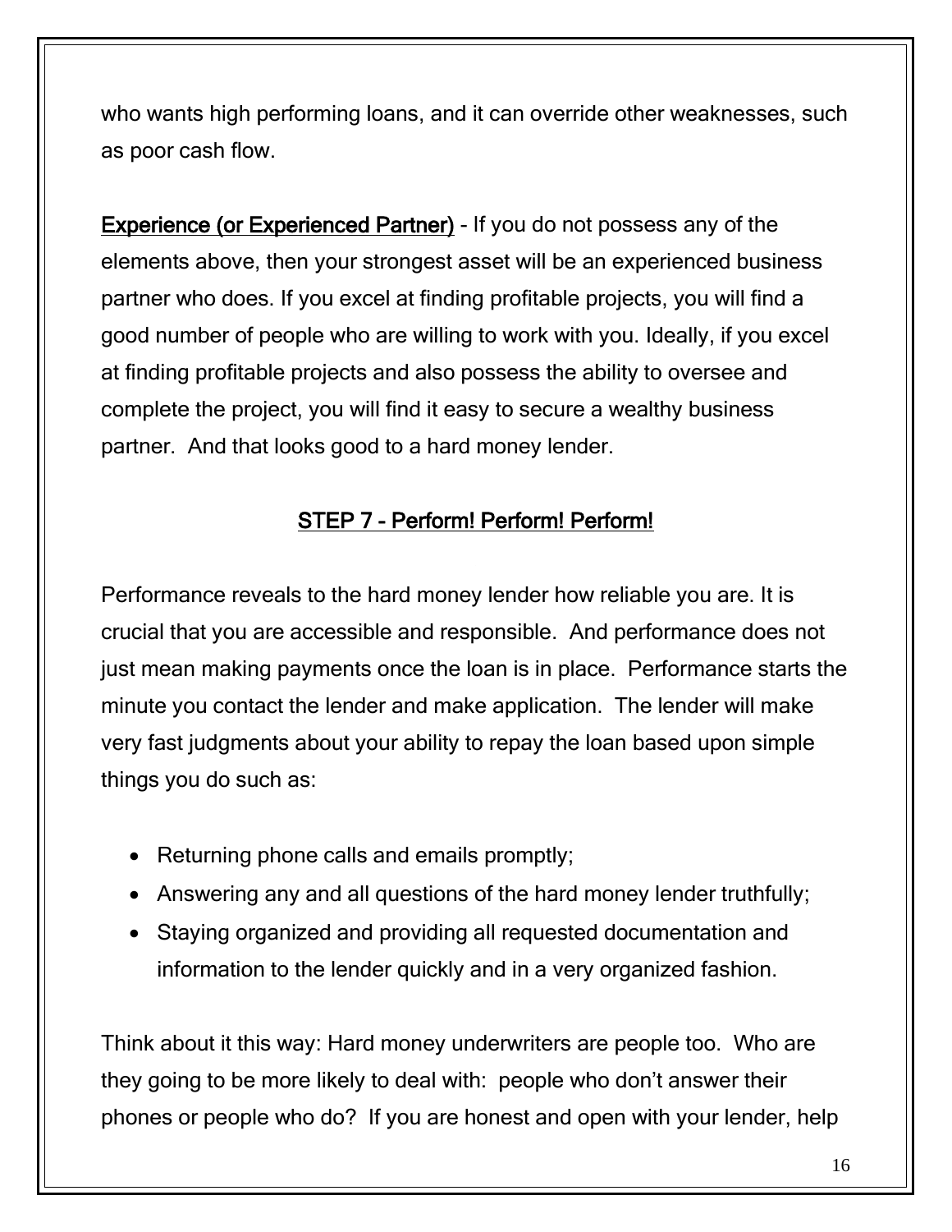who wants high performing loans, and it can override other weaknesses, such as poor cash flow.

**Experience (or Experienced Partner)** - If you do not possess any of the elements above, then your strongest asset will be an experienced business partner who does. If you excel at finding profitable projects, you will find a good number of people who are willing to work with you. Ideally, if you excel at finding profitable projects and also possess the ability to oversee and complete the project, you will find it easy to secure a wealthy business partner. And that looks good to a hard money lender.

## STEP 7 - Perform! Perform! Perform!

Performance reveals to the hard money lender how reliable you are. It is crucial that you are accessible and responsible. And performance does not just mean making payments once the loan is in place. Performance starts the minute you contact the lender and make application. The lender will make very fast judgments about your ability to repay the loan based upon simple things you do such as:

- Returning phone calls and emails promptly;
- Answering any and all questions of the hard money lender truthfully;
- Staying organized and providing all requested documentation and information to the lender quickly and in a very organized fashion.

Think about it this way: Hard money underwriters are people too. Who are they going to be more likely to deal with: people who don't answer their phones or people who do? If you are honest and open with your lender, help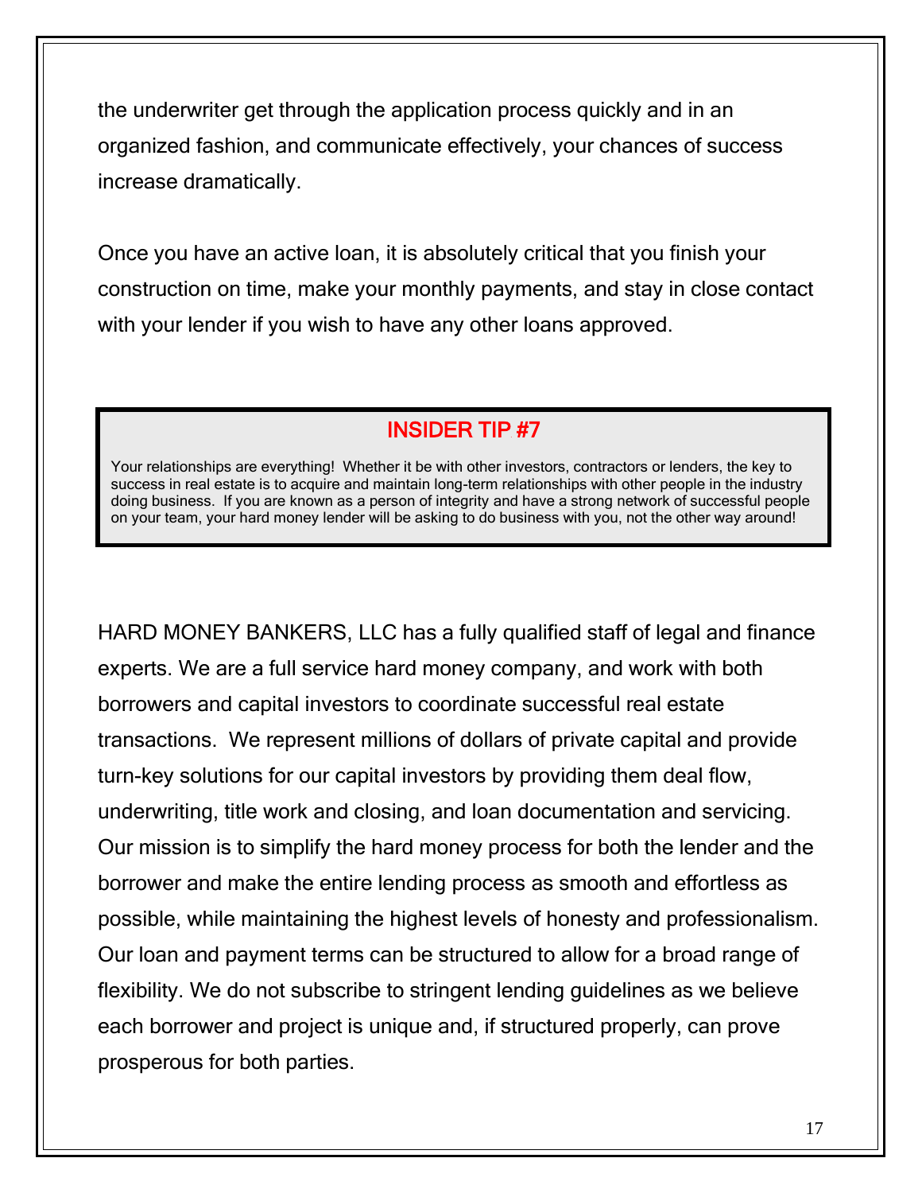the underwriter get through the application process quickly and in an organized fashion, and communicate effectively, your chances of success increase dramatically.

Once you have an active loan, it is absolutely critical that you finish your construction on time, make your monthly payments, and stay in close contact with your lender if you wish to have any other loans approved.

> **INSIDER TIP #7**
>
> Your relationships are everything! Whether it be with other investors, contractors or lenders, the key to success in real estate is to acquire and maintain long-term relationships with other people in the industry doing business. If you are known as a person of integrity and have a strong network of successful people on your team, your hard money lender will be asking to do business with you, not the other way around!

HARD MONEY BANKERS, LLC has a fully qualified staff of legal and finance experts. We are a full service hard money company, and work with both borrowers and capital investors to coordinate successful real estate transactions. We represent millions of dollars of private capital and provide turn-key solutions for our capital investors by providing them deal flow, underwriting, title work and closing, and loan documentation and servicing. Our mission is to simplify the hard money process for both the lender and the borrower and make the entire lending process as smooth and effortless as possible, while maintaining the highest levels of honesty and professionalism. Our loan and payment terms can be structured to allow for a broad range of flexibility. We do not subscribe to stringent lending guidelines as we believe each borrower and project is unique and, if structured properly, can prove prosperous for both parties.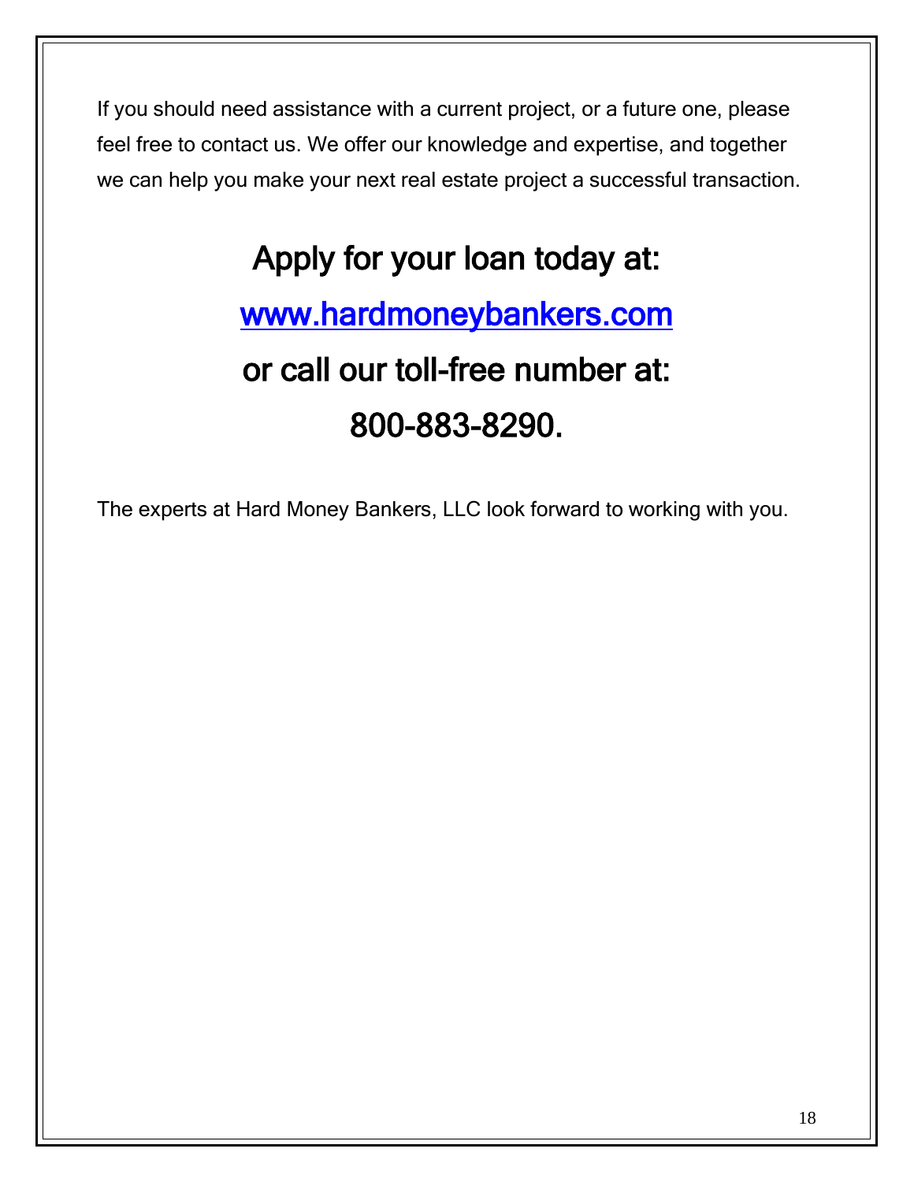If you should need assistance with a current project, or a future one, please feel free to contact us. We offer our knowledge and expertise, and together we can help you make your next real estate project a successful transaction.

## Apply for your loan today at:

## [www.hardmoneybankers.com](http://www.hardmoneybankers.com)

## or call our toll-free number at:

## 800-883-8290.

The experts at Hard Money Bankers, LLC look forward to working with you.